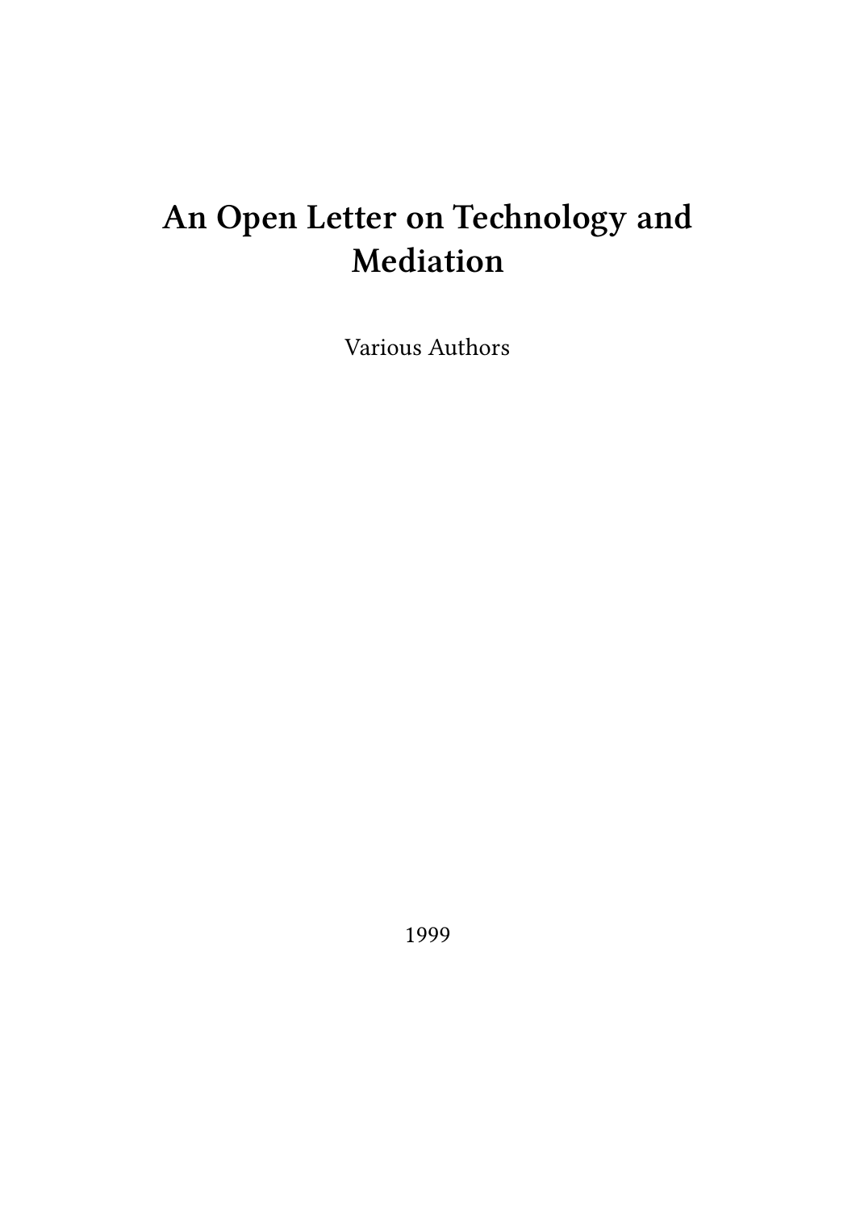# An Open Letter on Technology and Mediation

Various Authors

1999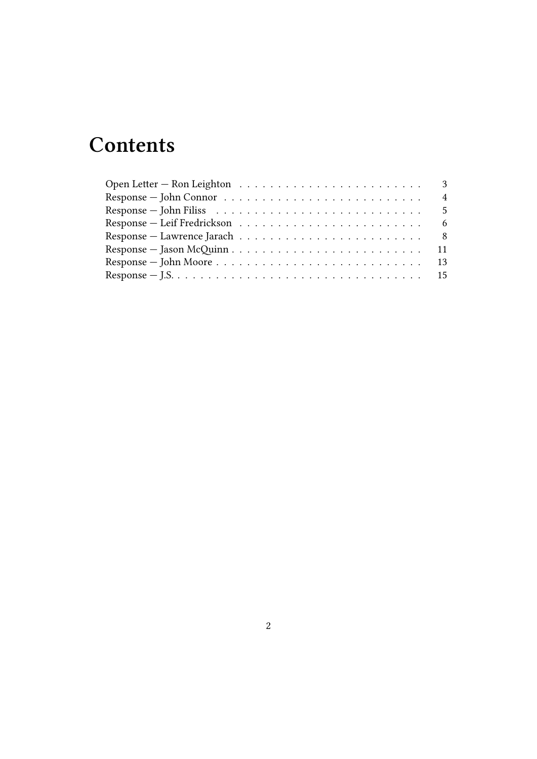# Contents

- Open Letter — Ron Leighton . . . 3
- Response — John Connor . . . 4
- Response — John Filiss . . . 5
- Response — Leif Fredrickson . . . 6
- Response — Lawrence Jarach . . . 8
- Response — Jason McQuinn . . . 11
- Response — John Moore . . . 13
- Response — J.S. . . . 15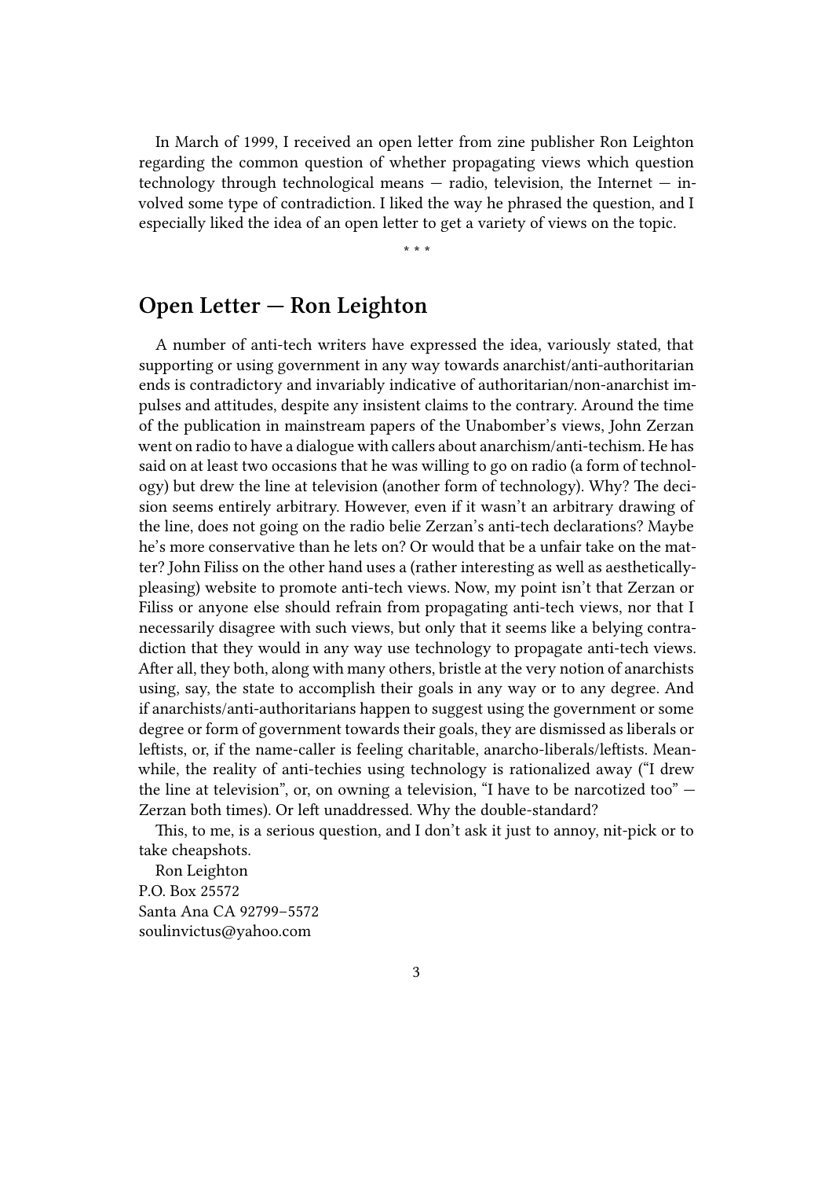In March of 1999, I received an open letter from zine publisher Ron Leighton regarding the common question of whether propagating views which question technology through technological means — radio, television, the Internet — involved some type of contradiction. I liked the way he phrased the question, and I especially liked the idea of an open letter to get a variety of views on the topic.

* * *

## Open Letter — Ron Leighton

A number of anti-tech writers have expressed the idea, variously stated, that supporting or using government in any way towards anarchist/anti-authoritarian ends is contradictory and invariably indicative of authoritarian/non-anarchist impulses and attitudes, despite any insistent claims to the contrary. Around the time of the publication in mainstream papers of the Unabomber's views, John Zerzan went on radio to have a dialogue with callers about anarchism/anti-techism. He has said on at least two occasions that he was willing to go on radio (a form of technology) but drew the line at television (another form of technology). Why? The decision seems entirely arbitrary. However, even if it wasn't an arbitrary drawing of the line, does not going on the radio belie Zerzan's anti-tech declarations? Maybe he's more conservative than he lets on? Or would that be a unfair take on the matter? John Filiss on the other hand uses a (rather interesting as well as aesthetically-pleasing) website to promote anti-tech views. Now, my point isn't that Zerzan or Filiss or anyone else should refrain from propagating anti-tech views, nor that I necessarily disagree with such views, but only that it seems like a belying contradiction that they would in any way use technology to propagate anti-tech views. After all, they both, along with many others, bristle at the very notion of anarchists using, say, the state to accomplish their goals in any way or to any degree. And if anarchists/anti-authoritarians happen to suggest using the government or some degree or form of government towards their goals, they are dismissed as liberals or leftists, or, if the name-caller is feeling charitable, anarcho-liberals/leftists. Meanwhile, the reality of anti-techies using technology is rationalized away ("I drew the line at television", or, on owning a television, "I have to be narcotized too" — Zerzan both times). Or left unaddressed. Why the double-standard?

This, to me, is a serious question, and I don't ask it just to annoy, nit-pick or to take cheapshots.

Ron Leighton  
P.O. Box 25572  
Santa Ana CA 92799–5572  
soulinvictus@yahoo.com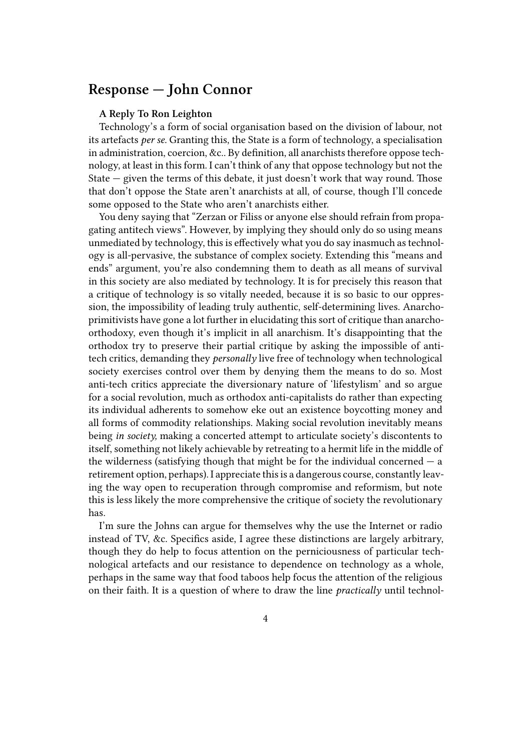## Response — John Connor

**A Reply To Ron Leighton**

Technology's a form of social organisation based on the division of labour, not its artefacts *per se*. Granting this, the State is a form of technology, a specialisation in administration, coercion, &c.. By definition, all anarchists therefore oppose technology, at least in this form. I can't think of any that oppose technology but not the State — given the terms of this debate, it just doesn't work that way round. Those that don't oppose the State aren't anarchists at all, of course, though I'll concede some opposed to the State who aren't anarchists either.

You deny saying that "Zerzan or Filiss or anyone else should refrain from propagating antitech views". However, by implying they should only do so using means unmediated by technology, this is effectively what you do say inasmuch as technology is all-pervasive, the substance of complex society. Extending this "means and ends" argument, you're also condemning them to death as all means of survival in this society are also mediated by technology. It is for precisely this reason that a critique of technology is so vitally needed, because it is so basic to our oppression, the impossibility of leading truly authentic, self-determining lives. Anarcho-primitivists have gone a lot further in elucidating this sort of critique than anarcho-orthodoxy, even though it's implicit in all anarchism. It's disappointing that the orthodox try to preserve their partial critique by asking the impossible of anti-tech critics, demanding they *personally* live free of technology when technological society exercises control over them by denying them the means to do so. Most anti-tech critics appreciate the diversionary nature of 'lifestylism' and so argue for a social revolution, much as orthodox anti-capitalists do rather than expecting its individual adherents to somehow eke out an existence boycotting money and all forms of commodity relationships. Making social revolution inevitably means being *in society,* making a concerted attempt to articulate society's discontents to itself, something not likely achievable by retreating to a hermit life in the middle of the wilderness (satisfying though that might be for the individual concerned — a retirement option, perhaps). I appreciate this is a dangerous course, constantly leaving the way open to recuperation through compromise and reformism, but note this is less likely the more comprehensive the critique of society the revolutionary has.

I'm sure the Johns can argue for themselves why the use the Internet or radio instead of TV, &c. Specifics aside, I agree these distinctions are largely arbitrary, though they do help to focus attention on the perniciousness of particular technological artefacts and our resistance to dependence on technology as a whole, perhaps in the same way that food taboos help focus the attention of the religious on their faith. It is a question of where to draw the line *practically* until technol-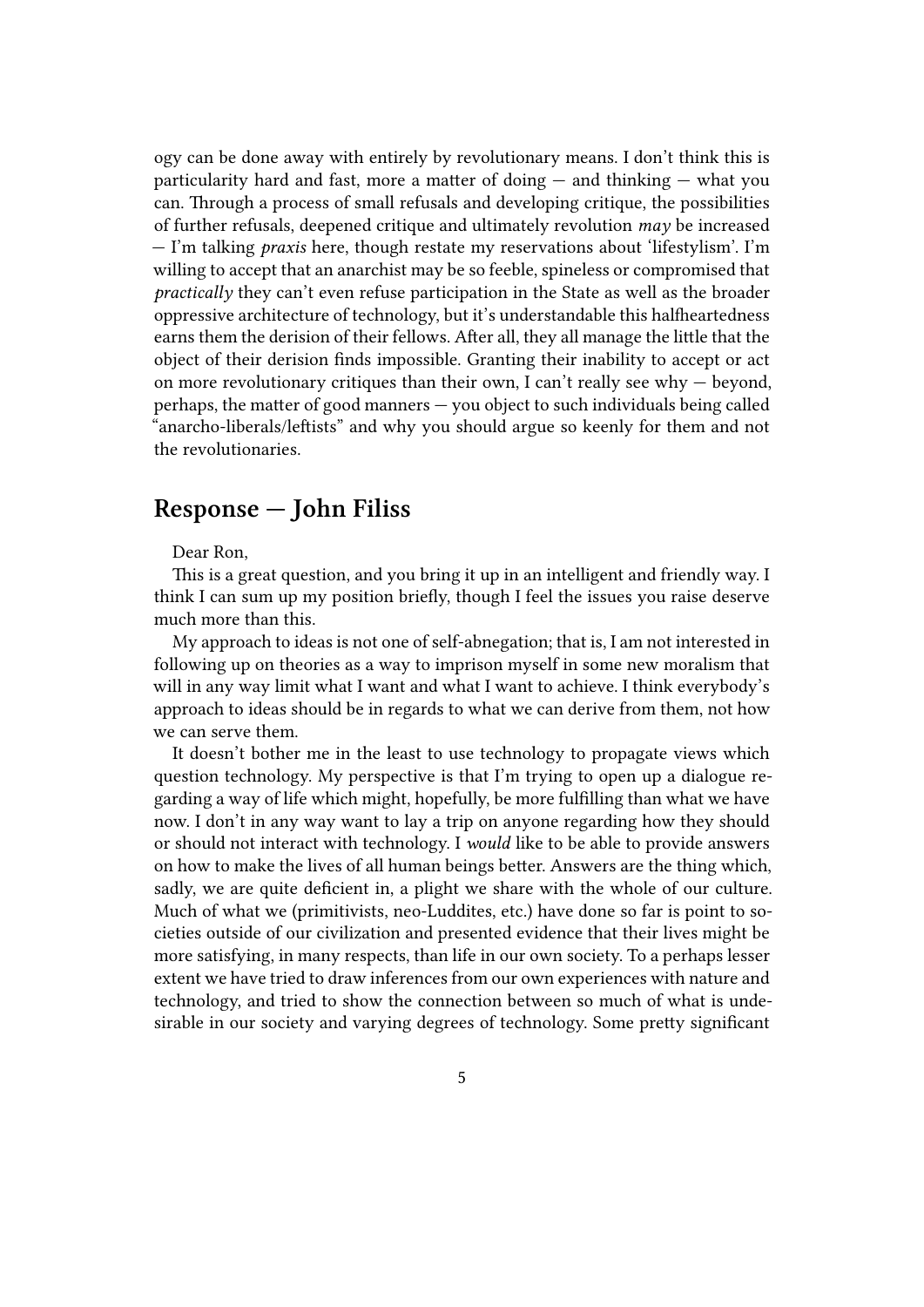ogy can be done away with entirely by revolutionary means. I don't think this is particularity hard and fast, more a matter of doing — and thinking — what you can. Through a process of small refusals and developing critique, the possibilities of further refusals, deepened critique and ultimately revolution *may* be increased — I'm talking *praxis* here, though restate my reservations about 'lifestylism'. I'm willing to accept that an anarchist may be so feeble, spineless or compromised that *practically* they can't even refuse participation in the State as well as the broader oppressive architecture of technology, but it's understandable this halfheartedness earns them the derision of their fellows. After all, they all manage the little that the object of their derision finds impossible. Granting their inability to accept or act on more revolutionary critiques than their own, I can't really see why — beyond, perhaps, the matter of good manners — you object to such individuals being called "anarcho-liberals/leftists" and why you should argue so keenly for them and not the revolutionaries.

## Response — John Filiss

Dear Ron,

This is a great question, and you bring it up in an intelligent and friendly way. I think I can sum up my position briefly, though I feel the issues you raise deserve much more than this.

My approach to ideas is not one of self-abnegation; that is, I am not interested in following up on theories as a way to imprison myself in some new moralism that will in any way limit what I want and what I want to achieve. I think everybody's approach to ideas should be in regards to what we can derive from them, not how we can serve them.

It doesn't bother me in the least to use technology to propagate views which question technology. My perspective is that I'm trying to open up a dialogue regarding a way of life which might, hopefully, be more fulfilling than what we have now. I don't in any way want to lay a trip on anyone regarding how they should or should not interact with technology. I *would* like to be able to provide answers on how to make the lives of all human beings better. Answers are the thing which, sadly, we are quite deficient in, a plight we share with the whole of our culture. Much of what we (primitivists, neo-Luddites, etc.) have done so far is point to societies outside of our civilization and presented evidence that their lives might be more satisfying, in many respects, than life in our own society. To a perhaps lesser extent we have tried to draw inferences from our own experiences with nature and technology, and tried to show the connection between so much of what is undesirable in our society and varying degrees of technology. Some pretty significant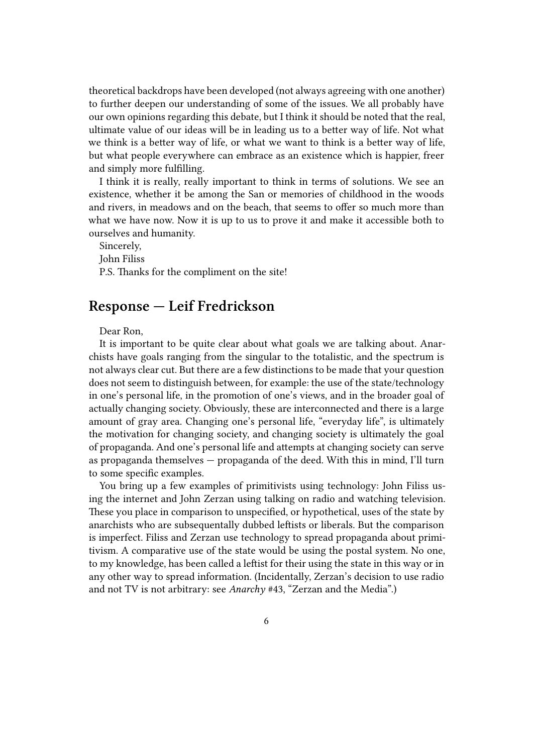theoretical backdrops have been developed (not always agreeing with one another) to further deepen our understanding of some of the issues. We all probably have our own opinions regarding this debate, but I think it should be noted that the real, ultimate value of our ideas will be in leading us to a better way of life. Not what we think is a better way of life, or what we want to think is a better way of life, but what people everywhere can embrace as an existence which is happier, freer and simply more fulfilling.

I think it is really, really important to think in terms of solutions. We see an existence, whether it be among the San or memories of childhood in the woods and rivers, in meadows and on the beach, that seems to offer so much more than what we have now. Now it is up to us to prove it and make it accessible both to ourselves and humanity.

Sincerely,

John Filiss

P.S. Thanks for the compliment on the site!

## Response — Leif Fredrickson

Dear Ron,

It is important to be quite clear about what goals we are talking about. Anarchists have goals ranging from the singular to the totalistic, and the spectrum is not always clear cut. But there are a few distinctions to be made that your question does not seem to distinguish between, for example: the use of the state/technology in one's personal life, in the promotion of one's views, and in the broader goal of actually changing society. Obviously, these are interconnected and there is a large amount of gray area. Changing one's personal life, "everyday life", is ultimately the motivation for changing society, and changing society is ultimately the goal of propaganda. And one's personal life and attempts at changing society can serve as propaganda themselves — propaganda of the deed. With this in mind, I'll turn to some specific examples.

You bring up a few examples of primitivists using technology: John Filiss using the internet and John Zerzan using talking on radio and watching television. These you place in comparison to unspecified, or hypothetical, uses of the state by anarchists who are subsequentally dubbed leftists or liberals. But the comparison is imperfect. Filiss and Zerzan use technology to spread propaganda about primitivism. A comparative use of the state would be using the postal system. No one, to my knowledge, has been called a leftist for their using the state in this way or in any other way to spread information. (Incidentally, Zerzan's decision to use radio and not TV is not arbitrary: see *Anarchy* #43, "Zerzan and the Media".)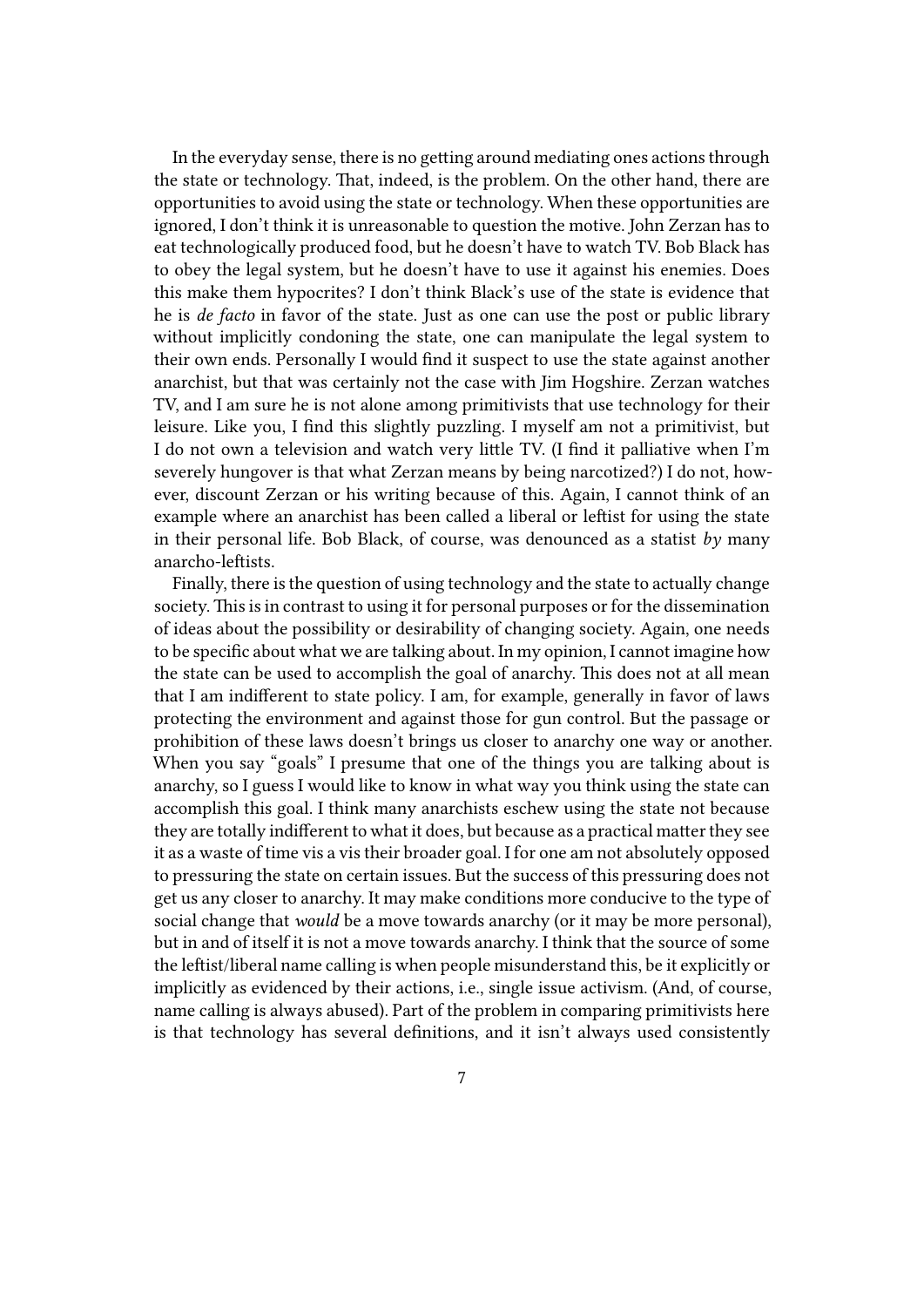In the everyday sense, there is no getting around mediating ones actions through the state or technology. That, indeed, is the problem. On the other hand, there are opportunities to avoid using the state or technology. When these opportunities are ignored, I don't think it is unreasonable to question the motive. John Zerzan has to eat technologically produced food, but he doesn't have to watch TV. Bob Black has to obey the legal system, but he doesn't have to use it against his enemies. Does this make them hypocrites? I don't think Black's use of the state is evidence that he is *de facto* in favor of the state. Just as one can use the post or public library without implicitly condoning the state, one can manipulate the legal system to their own ends. Personally I would find it suspect to use the state against another anarchist, but that was certainly not the case with Jim Hogshire. Zerzan watches TV, and I am sure he is not alone among primitivists that use technology for their leisure. Like you, I find this slightly puzzling. I myself am not a primitivist, but I do not own a television and watch very little TV. (I find it palliative when I'm severely hungover is that what Zerzan means by being narcotized?) I do not, however, discount Zerzan or his writing because of this. Again, I cannot think of an example where an anarchist has been called a liberal or leftist for using the state in their personal life. Bob Black, of course, was denounced as a statist *by* many anarcho-leftists.

Finally, there is the question of using technology and the state to actually change society. This is in contrast to using it for personal purposes or for the dissemination of ideas about the possibility or desirability of changing society. Again, one needs to be specific about what we are talking about. In my opinion, I cannot imagine how the state can be used to accomplish the goal of anarchy. This does not at all mean that I am indifferent to state policy. I am, for example, generally in favor of laws protecting the environment and against those for gun control. But the passage or prohibition of these laws doesn't brings us closer to anarchy one way or another. When you say "goals" I presume that one of the things you are talking about is anarchy, so I guess I would like to know in what way you think using the state can accomplish this goal. I think many anarchists eschew using the state not because they are totally indifferent to what it does, but because as a practical matter they see it as a waste of time vis a vis their broader goal. I for one am not absolutely opposed to pressuring the state on certain issues. But the success of this pressuring does not get us any closer to anarchy. It may make conditions more conducive to the type of social change that *would* be a move towards anarchy (or it may be more personal), but in and of itself it is not a move towards anarchy. I think that the source of some the leftist/liberal name calling is when people misunderstand this, be it explicitly or implicitly as evidenced by their actions, i.e., single issue activism. (And, of course, name calling is always abused). Part of the problem in comparing primitivists here is that technology has several definitions, and it isn't always used consistently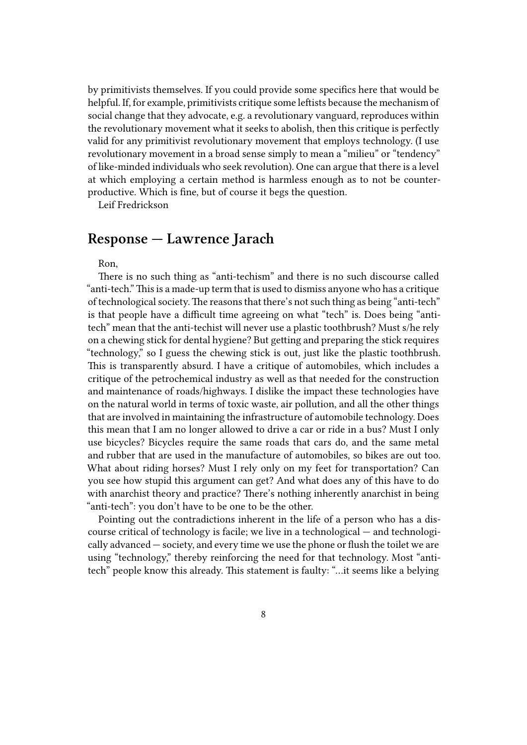by primitivists themselves. If you could provide some specifics here that would be helpful. If, for example, primitivists critique some leftists because the mechanism of social change that they advocate, e.g. a revolutionary vanguard, reproduces within the revolutionary movement what it seeks to abolish, then this critique is perfectly valid for any primitivist revolutionary movement that employs technology. (I use revolutionary movement in a broad sense simply to mean a "milieu" or "tendency" of like-minded individuals who seek revolution). One can argue that there is a level at which employing a certain method is harmless enough as to not be counterproductive. Which is fine, but of course it begs the question.

Leif Fredrickson

## Response — Lawrence Jarach

Ron,

There is no such thing as "anti-techism" and there is no such discourse called "anti-tech." This is a made-up term that is used to dismiss anyone who has a critique of technological society. The reasons that there's not such thing as being "anti-tech" is that people have a difficult time agreeing on what "tech" is. Does being "anti-tech" mean that the anti-techist will never use a plastic toothbrush? Must s/he rely on a chewing stick for dental hygiene? But getting and preparing the stick requires "technology," so I guess the chewing stick is out, just like the plastic toothbrush. This is transparently absurd. I have a critique of automobiles, which includes a critique of the petrochemical industry as well as that needed for the construction and maintenance of roads/highways. I dislike the impact these technologies have on the natural world in terms of toxic waste, air pollution, and all the other things that are involved in maintaining the infrastructure of automobile technology. Does this mean that I am no longer allowed to drive a car or ride in a bus? Must I only use bicycles? Bicycles require the same roads that cars do, and the same metal and rubber that are used in the manufacture of automobiles, so bikes are out too. What about riding horses? Must I rely only on my feet for transportation? Can you see how stupid this argument can get? And what does any of this have to do with anarchist theory and practice? There's nothing inherently anarchist in being "anti-tech": you don't have to be one to be the other.

Pointing out the contradictions inherent in the life of a person who has a discourse critical of technology is facile; we live in a technological — and technologically advanced — society, and every time we use the phone or flush the toilet we are using "technology," thereby reinforcing the need for that technology. Most "anti-tech" people know this already. This statement is faulty: "…it seems like a belying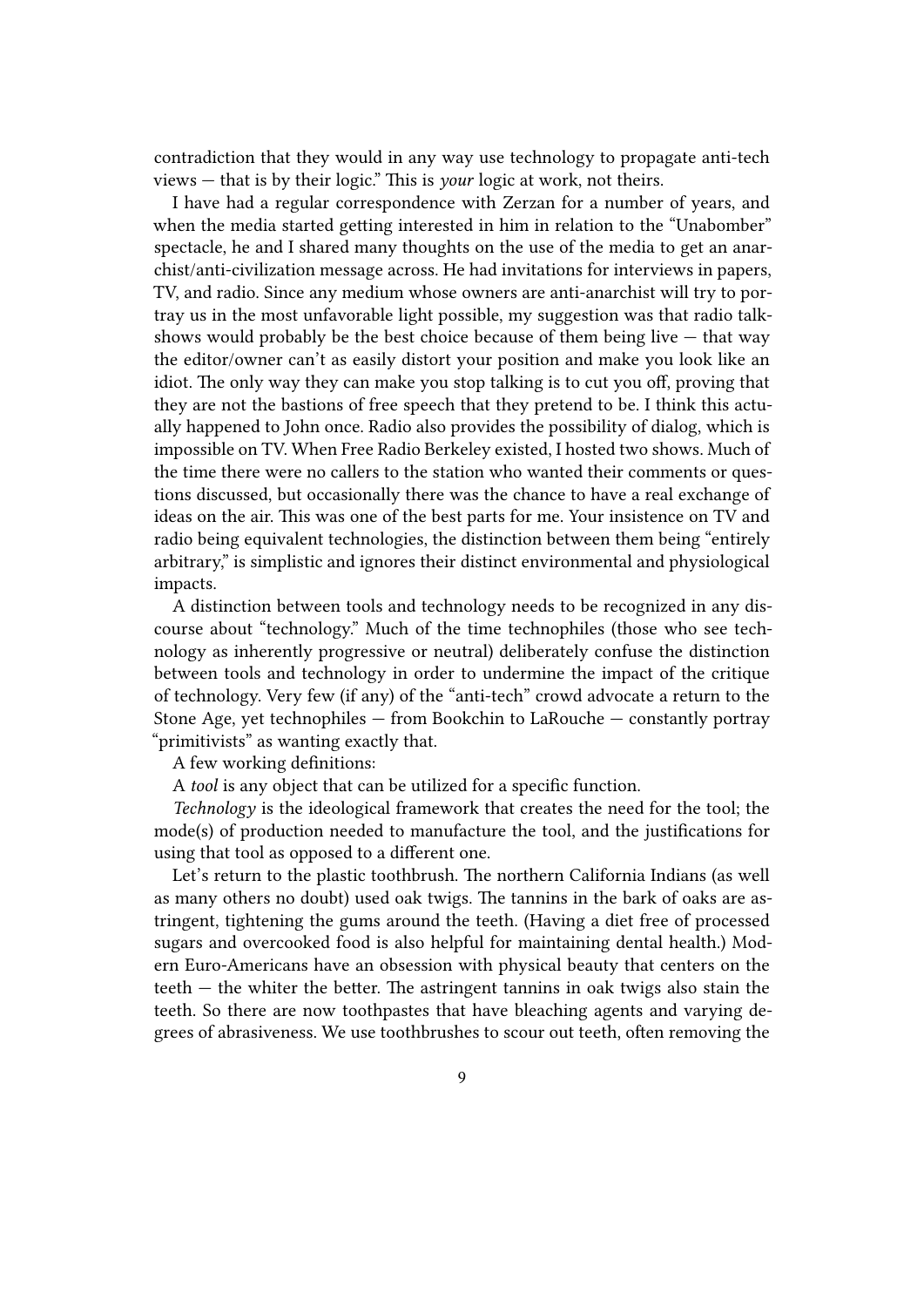contradiction that they would in any way use technology to propagate anti-tech views — that is by their logic." This is *your* logic at work, not theirs.

I have had a regular correspondence with Zerzan for a number of years, and when the media started getting interested in him in relation to the "Unabomber" spectacle, he and I shared many thoughts on the use of the media to get an anarchist/anti-civilization message across. He had invitations for interviews in papers, TV, and radio. Since any medium whose owners are anti-anarchist will try to portray us in the most unfavorable light possible, my suggestion was that radio talk-shows would probably be the best choice because of them being live — that way the editor/owner can't as easily distort your position and make you look like an idiot. The only way they can make you stop talking is to cut you off, proving that they are not the bastions of free speech that they pretend to be. I think this actually happened to John once. Radio also provides the possibility of dialog, which is impossible on TV. When Free Radio Berkeley existed, I hosted two shows. Much of the time there were no callers to the station who wanted their comments or questions discussed, but occasionally there was the chance to have a real exchange of ideas on the air. This was one of the best parts for me. Your insistence on TV and radio being equivalent technologies, the distinction between them being "entirely arbitrary," is simplistic and ignores their distinct environmental and physiological impacts.

A distinction between tools and technology needs to be recognized in any discourse about "technology." Much of the time technophiles (those who see technology as inherently progressive or neutral) deliberately confuse the distinction between tools and technology in order to undermine the impact of the critique of technology. Very few (if any) of the "anti-tech" crowd advocate a return to the Stone Age, yet technophiles — from Bookchin to LaRouche — constantly portray "primitivists" as wanting exactly that.

A few working definitions:

A *tool* is any object that can be utilized for a specific function.

*Technology* is the ideological framework that creates the need for the tool; the mode(s) of production needed to manufacture the tool, and the justifications for using that tool as opposed to a different one.

Let's return to the plastic toothbrush. The northern California Indians (as well as many others no doubt) used oak twigs. The tannins in the bark of oaks are astringent, tightening the gums around the teeth. (Having a diet free of processed sugars and overcooked food is also helpful for maintaining dental health.) Modern Euro-Americans have an obsession with physical beauty that centers on the teeth — the whiter the better. The astringent tannins in oak twigs also stain the teeth. So there are now toothpastes that have bleaching agents and varying degrees of abrasiveness. We use toothbrushes to scour out teeth, often removing the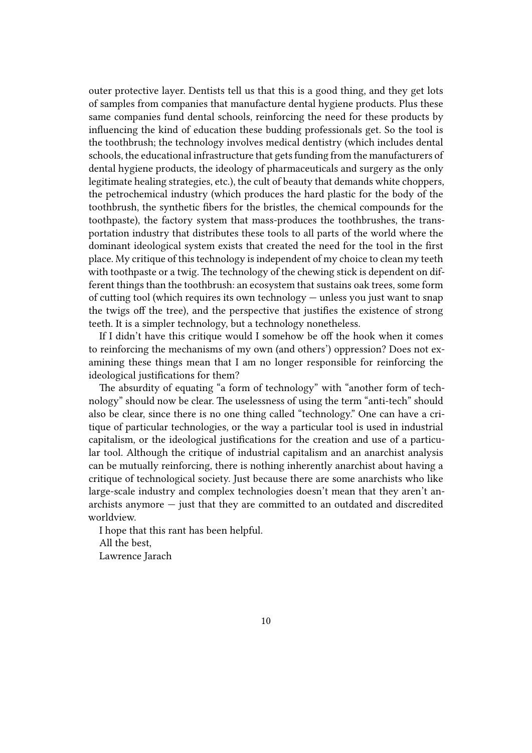outer protective layer. Dentists tell us that this is a good thing, and they get lots of samples from companies that manufacture dental hygiene products. Plus these same companies fund dental schools, reinforcing the need for these products by influencing the kind of education these budding professionals get. So the tool is the toothbrush; the technology involves medical dentistry (which includes dental schools, the educational infrastructure that gets funding from the manufacturers of dental hygiene products, the ideology of pharmaceuticals and surgery as the only legitimate healing strategies, etc.), the cult of beauty that demands white choppers, the petrochemical industry (which produces the hard plastic for the body of the toothbrush, the synthetic fibers for the bristles, the chemical compounds for the toothpaste), the factory system that mass-produces the toothbrushes, the transportation industry that distributes these tools to all parts of the world where the dominant ideological system exists that created the need for the tool in the first place. My critique of this technology is independent of my choice to clean my teeth with toothpaste or a twig. The technology of the chewing stick is dependent on different things than the toothbrush: an ecosystem that sustains oak trees, some form of cutting tool (which requires its own technology — unless you just want to snap the twigs off the tree), and the perspective that justifies the existence of strong teeth. It is a simpler technology, but a technology nonetheless.

If I didn't have this critique would I somehow be off the hook when it comes to reinforcing the mechanisms of my own (and others') oppression? Does not examining these things mean that I am no longer responsible for reinforcing the ideological justifications for them?

The absurdity of equating "a form of technology" with "another form of technology" should now be clear. The uselessness of using the term "anti-tech" should also be clear, since there is no one thing called "technology." One can have a critique of particular technologies, or the way a particular tool is used in industrial capitalism, or the ideological justifications for the creation and use of a particular tool. Although the critique of industrial capitalism and an anarchist analysis can be mutually reinforcing, there is nothing inherently anarchist about having a critique of technological society. Just because there are some anarchists who like large-scale industry and complex technologies doesn't mean that they aren't anarchists anymore — just that they are committed to an outdated and discredited worldview.

I hope that this rant has been helpful.

All the best,

Lawrence Jarach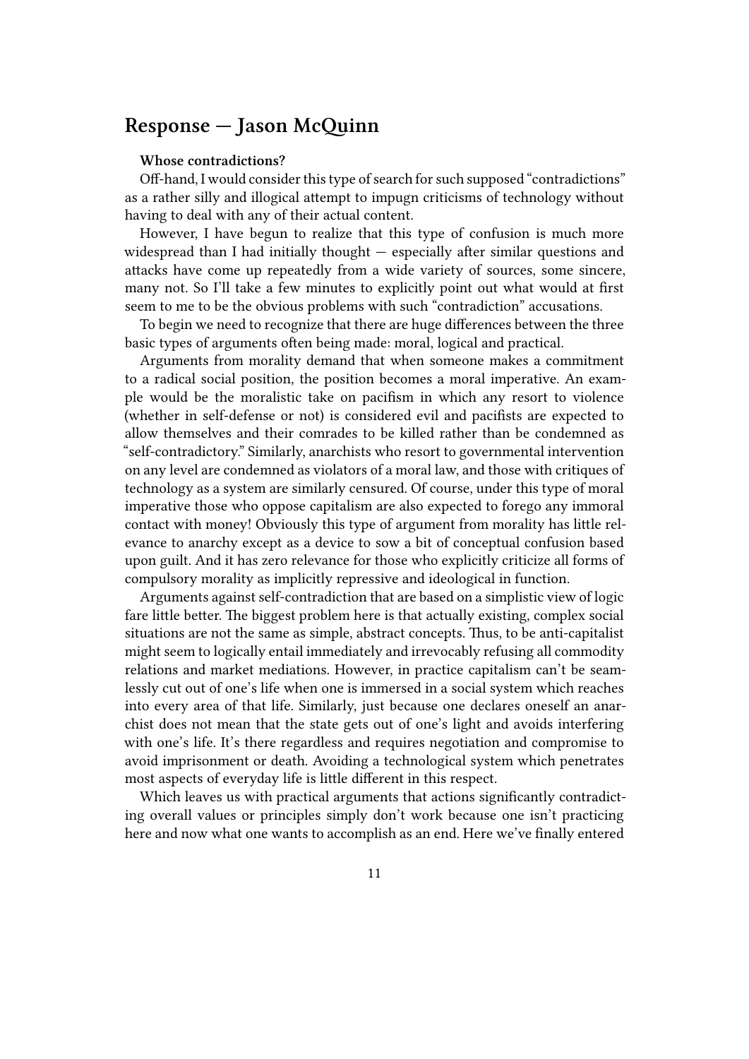## Response — Jason McQuinn

**Whose contradictions?**

Off-hand, I would consider this type of search for such supposed "contradictions" as a rather silly and illogical attempt to impugn criticisms of technology without having to deal with any of their actual content.

However, I have begun to realize that this type of confusion is much more widespread than I had initially thought — especially after similar questions and attacks have come up repeatedly from a wide variety of sources, some sincere, many not. So I'll take a few minutes to explicitly point out what would at first seem to me to be the obvious problems with such "contradiction" accusations.

To begin we need to recognize that there are huge differences between the three basic types of arguments often being made: moral, logical and practical.

Arguments from morality demand that when someone makes a commitment to a radical social position, the position becomes a moral imperative. An example would be the moralistic take on pacifism in which any resort to violence (whether in self-defense or not) is considered evil and pacifists are expected to allow themselves and their comrades to be killed rather than be condemned as "self-contradictory." Similarly, anarchists who resort to governmental intervention on any level are condemned as violators of a moral law, and those with critiques of technology as a system are similarly censured. Of course, under this type of moral imperative those who oppose capitalism are also expected to forego any immoral contact with money! Obviously this type of argument from morality has little relevance to anarchy except as a device to sow a bit of conceptual confusion based upon guilt. And it has zero relevance for those who explicitly criticize all forms of compulsory morality as implicitly repressive and ideological in function.

Arguments against self-contradiction that are based on a simplistic view of logic fare little better. The biggest problem here is that actually existing, complex social situations are not the same as simple, abstract concepts. Thus, to be anti-capitalist might seem to logically entail immediately and irrevocably refusing all commodity relations and market mediations. However, in practice capitalism can't be seamlessly cut out of one's life when one is immersed in a social system which reaches into every area of that life. Similarly, just because one declares oneself an anarchist does not mean that the state gets out of one's light and avoids interfering with one's life. It's there regardless and requires negotiation and compromise to avoid imprisonment or death. Avoiding a technological system which penetrates most aspects of everyday life is little different in this respect.

Which leaves us with practical arguments that actions significantly contradicting overall values or principles simply don't work because one isn't practicing here and now what one wants to accomplish as an end. Here we've finally entered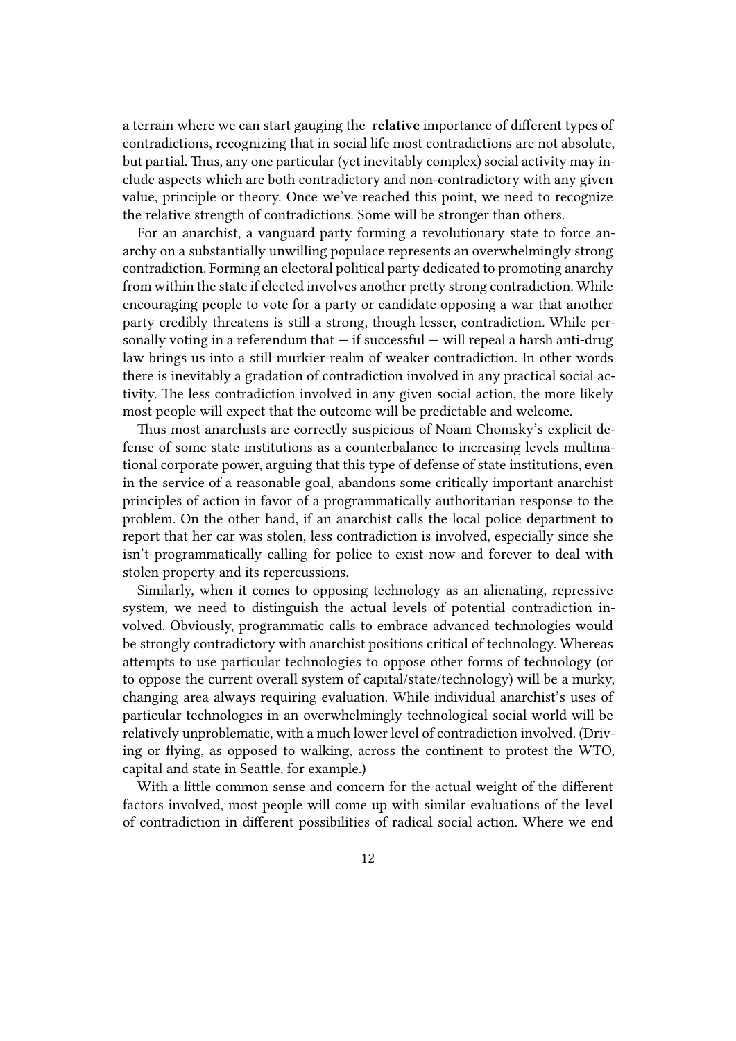a terrain where we can start gauging the **relative** importance of different types of contradictions, recognizing that in social life most contradictions are not absolute, but partial. Thus, any one particular (yet inevitably complex) social activity may include aspects which are both contradictory and non-contradictory with any given value, principle or theory. Once we've reached this point, we need to recognize the relative strength of contradictions. Some will be stronger than others.

For an anarchist, a vanguard party forming a revolutionary state to force anarchy on a substantially unwilling populace represents an overwhelmingly strong contradiction. Forming an electoral political party dedicated to promoting anarchy from within the state if elected involves another pretty strong contradiction. While encouraging people to vote for a party or candidate opposing a war that another party credibly threatens is still a strong, though lesser, contradiction. While personally voting in a referendum that — if successful — will repeal a harsh anti-drug law brings us into a still murkier realm of weaker contradiction. In other words there is inevitably a gradation of contradiction involved in any practical social activity. The less contradiction involved in any given social action, the more likely most people will expect that the outcome will be predictable and welcome.

Thus most anarchists are correctly suspicious of Noam Chomsky's explicit defense of some state institutions as a counterbalance to increasing levels multinational corporate power, arguing that this type of defense of state institutions, even in the service of a reasonable goal, abandons some critically important anarchist principles of action in favor of a programmatically authoritarian response to the problem. On the other hand, if an anarchist calls the local police department to report that her car was stolen, less contradiction is involved, especially since she isn't programmatically calling for police to exist now and forever to deal with stolen property and its repercussions.

Similarly, when it comes to opposing technology as an alienating, repressive system, we need to distinguish the actual levels of potential contradiction involved. Obviously, programmatic calls to embrace advanced technologies would be strongly contradictory with anarchist positions critical of technology. Whereas attempts to use particular technologies to oppose other forms of technology (or to oppose the current overall system of capital/state/technology) will be a murky, changing area always requiring evaluation. While individual anarchist's uses of particular technologies in an overwhelmingly technological social world will be relatively unproblematic, with a much lower level of contradiction involved. (Driving or flying, as opposed to walking, across the continent to protest the WTO, capital and state in Seattle, for example.)

With a little common sense and concern for the actual weight of the different factors involved, most people will come up with similar evaluations of the level of contradiction in different possibilities of radical social action. Where we end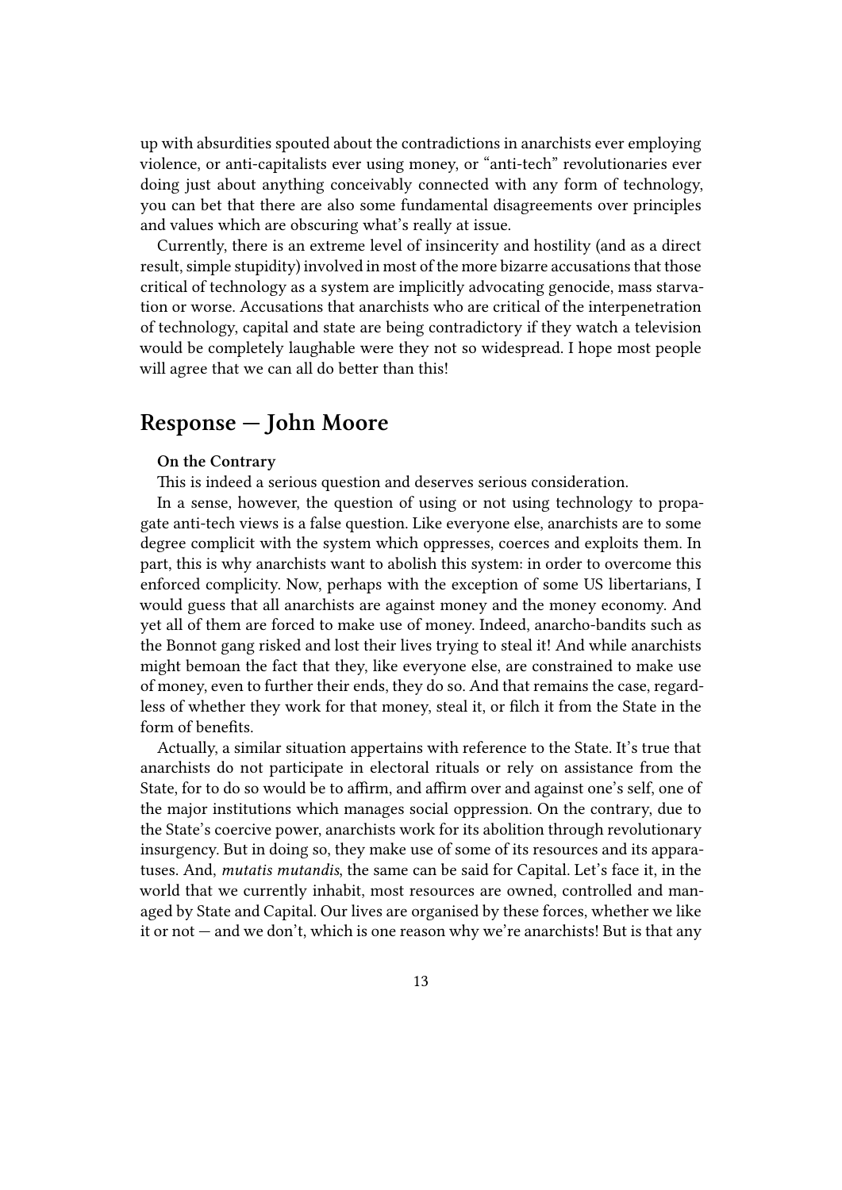up with absurdities spouted about the contradictions in anarchists ever employing violence, or anti-capitalists ever using money, or "anti-tech" revolutionaries ever doing just about anything conceivably connected with any form of technology, you can bet that there are also some fundamental disagreements over principles and values which are obscuring what's really at issue.

Currently, there is an extreme level of insincerity and hostility (and as a direct result, simple stupidity) involved in most of the more bizarre accusations that those critical of technology as a system are implicitly advocating genocide, mass starvation or worse. Accusations that anarchists who are critical of the interpenetration of technology, capital and state are being contradictory if they watch a television would be completely laughable were they not so widespread. I hope most people will agree that we can all do better than this!

## Response — John Moore

**On the Contrary**

This is indeed a serious question and deserves serious consideration.

In a sense, however, the question of using or not using technology to propagate anti-tech views is a false question. Like everyone else, anarchists are to some degree complicit with the system which oppresses, coerces and exploits them. In part, this is why anarchists want to abolish this system: in order to overcome this enforced complicity. Now, perhaps with the exception of some US libertarians, I would guess that all anarchists are against money and the money economy. And yet all of them are forced to make use of money. Indeed, anarcho-bandits such as the Bonnot gang risked and lost their lives trying to steal it! And while anarchists might bemoan the fact that they, like everyone else, are constrained to make use of money, even to further their ends, they do so. And that remains the case, regardless of whether they work for that money, steal it, or filch it from the State in the form of benefits.

Actually, a similar situation appertains with reference to the State. It's true that anarchists do not participate in electoral rituals or rely on assistance from the State, for to do so would be to affirm, and affirm over and against one's self, one of the major institutions which manages social oppression. On the contrary, due to the State's coercive power, anarchists work for its abolition through revolutionary insurgency. But in doing so, they make use of some of its resources and its apparatuses. And, *mutatis mutandis*, the same can be said for Capital. Let's face it, in the world that we currently inhabit, most resources are owned, controlled and managed by State and Capital. Our lives are organised by these forces, whether we like it or not — and we don't, which is one reason why we're anarchists! But is that any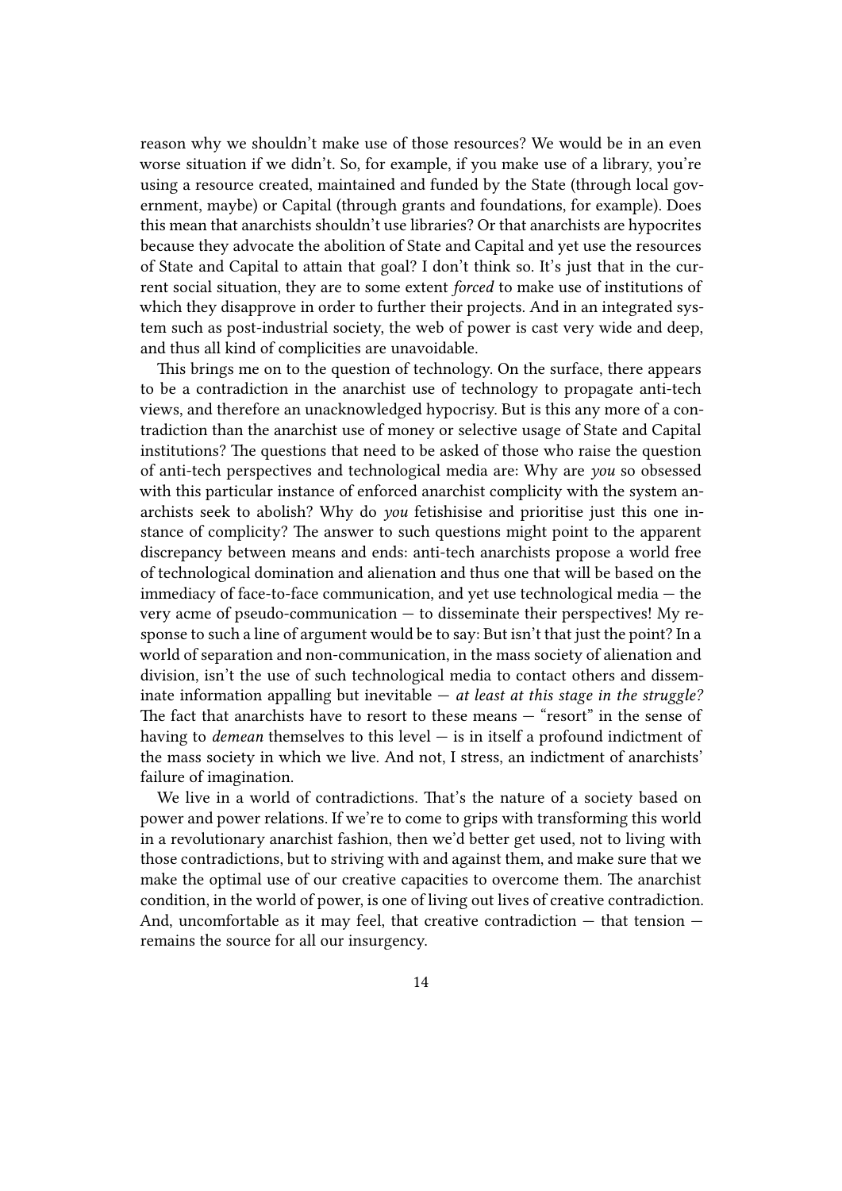reason why we shouldn't make use of those resources? We would be in an even worse situation if we didn't. So, for example, if you make use of a library, you're using a resource created, maintained and funded by the State (through local government, maybe) or Capital (through grants and foundations, for example). Does this mean that anarchists shouldn't use libraries? Or that anarchists are hypocrites because they advocate the abolition of State and Capital and yet use the resources of State and Capital to attain that goal? I don't think so. It's just that in the current social situation, they are to some extent *forced* to make use of institutions of which they disapprove in order to further their projects. And in an integrated system such as post-industrial society, the web of power is cast very wide and deep, and thus all kind of complicities are unavoidable.

This brings me on to the question of technology. On the surface, there appears to be a contradiction in the anarchist use of technology to propagate anti-tech views, and therefore an unacknowledged hypocrisy. But is this any more of a contradiction than the anarchist use of money or selective usage of State and Capital institutions? The questions that need to be asked of those who raise the question of anti-tech perspectives and technological media are: Why are *you* so obsessed with this particular instance of enforced anarchist complicity with the system anarchists seek to abolish? Why do *you* fetishisise and prioritise just this one instance of complicity? The answer to such questions might point to the apparent discrepancy between means and ends: anti-tech anarchists propose a world free of technological domination and alienation and thus one that will be based on the immediacy of face-to-face communication, and yet use technological media — the very acme of pseudo-communication — to disseminate their perspectives! My response to such a line of argument would be to say: But isn't that just the point? In a world of separation and non-communication, in the mass society of alienation and division, isn't the use of such technological media to contact others and disseminate information appalling but inevitable — *at least at this stage in the struggle?* The fact that anarchists have to resort to these means — "resort" in the sense of having to *demean* themselves to this level — is in itself a profound indictment of the mass society in which we live. And not, I stress, an indictment of anarchists' failure of imagination.

We live in a world of contradictions. That's the nature of a society based on power and power relations. If we're to come to grips with transforming this world in a revolutionary anarchist fashion, then we'd better get used, not to living with those contradictions, but to striving with and against them, and make sure that we make the optimal use of our creative capacities to overcome them. The anarchist condition, in the world of power, is one of living out lives of creative contradiction. And, uncomfortable as it may feel, that creative contradiction — that tension — remains the source for all our insurgency.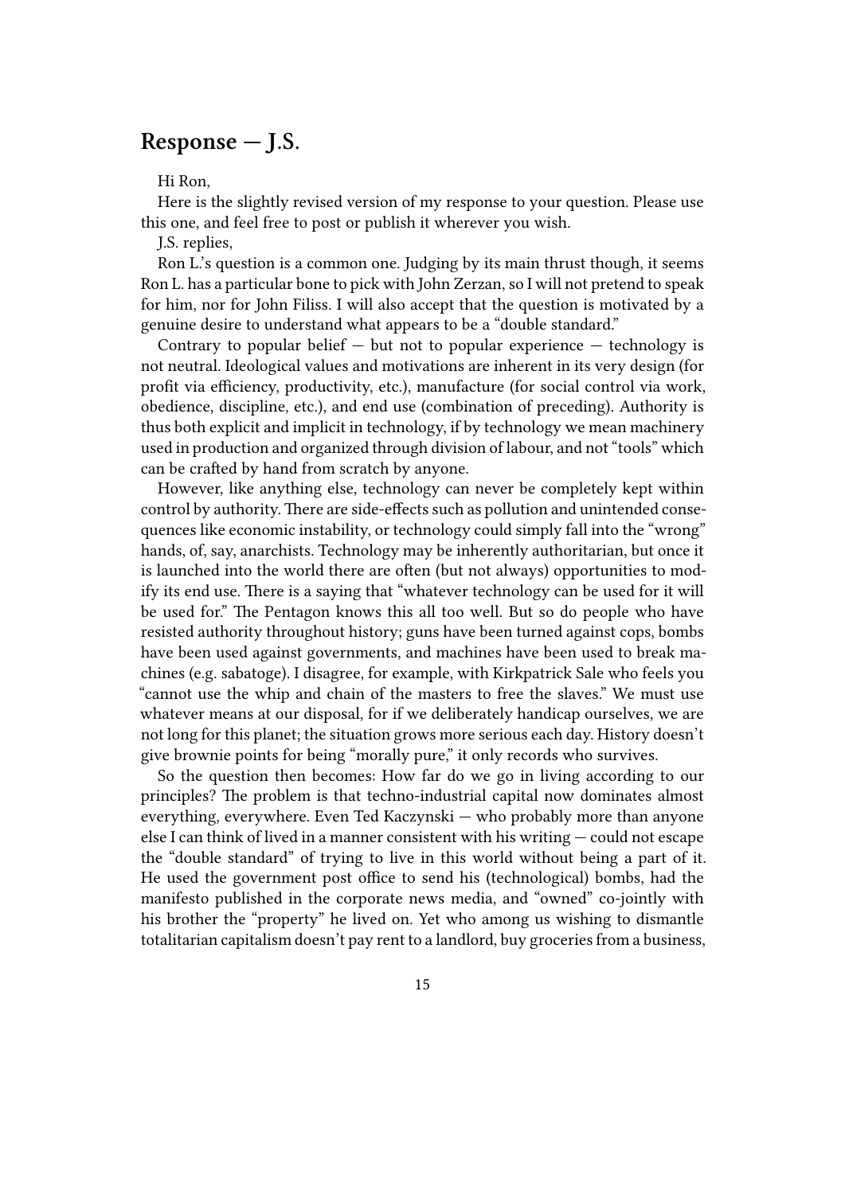## Response — J.S.

Hi Ron,

Here is the slightly revised version of my response to your question. Please use this one, and feel free to post or publish it wherever you wish.

J.S. replies,

Ron L.'s question is a common one. Judging by its main thrust though, it seems Ron L. has a particular bone to pick with John Zerzan, so I will not pretend to speak for him, nor for John Filiss. I will also accept that the question is motivated by a genuine desire to understand what appears to be a "double standard."

Contrary to popular belief — but not to popular experience — technology is not neutral. Ideological values and motivations are inherent in its very design (for profit via efficiency, productivity, etc.), manufacture (for social control via work, obedience, discipline, etc.), and end use (combination of preceding). Authority is thus both explicit and implicit in technology, if by technology we mean machinery used in production and organized through division of labour, and not "tools" which can be crafted by hand from scratch by anyone.

However, like anything else, technology can never be completely kept within control by authority. There are side-effects such as pollution and unintended consequences like economic instability, or technology could simply fall into the "wrong" hands, of, say, anarchists. Technology may be inherently authoritarian, but once it is launched into the world there are often (but not always) opportunities to modify its end use. There is a saying that "whatever technology can be used for it will be used for." The Pentagon knows this all too well. But so do people who have resisted authority throughout history; guns have been turned against cops, bombs have been used against governments, and machines have been used to break machines (e.g. sabatoge). I disagree, for example, with Kirkpatrick Sale who feels you "cannot use the whip and chain of the masters to free the slaves." We must use whatever means at our disposal, for if we deliberately handicap ourselves, we are not long for this planet; the situation grows more serious each day. History doesn't give brownie points for being "morally pure," it only records who survives.

So the question then becomes: How far do we go in living according to our principles? The problem is that techno-industrial capital now dominates almost everything, everywhere. Even Ted Kaczynski — who probably more than anyone else I can think of lived in a manner consistent with his writing — could not escape the "double standard" of trying to live in this world without being a part of it. He used the government post office to send his (technological) bombs, had the manifesto published in the corporate news media, and "owned" co-jointly with his brother the "property" he lived on. Yet who among us wishing to dismantle totalitarian capitalism doesn't pay rent to a landlord, buy groceries from a business,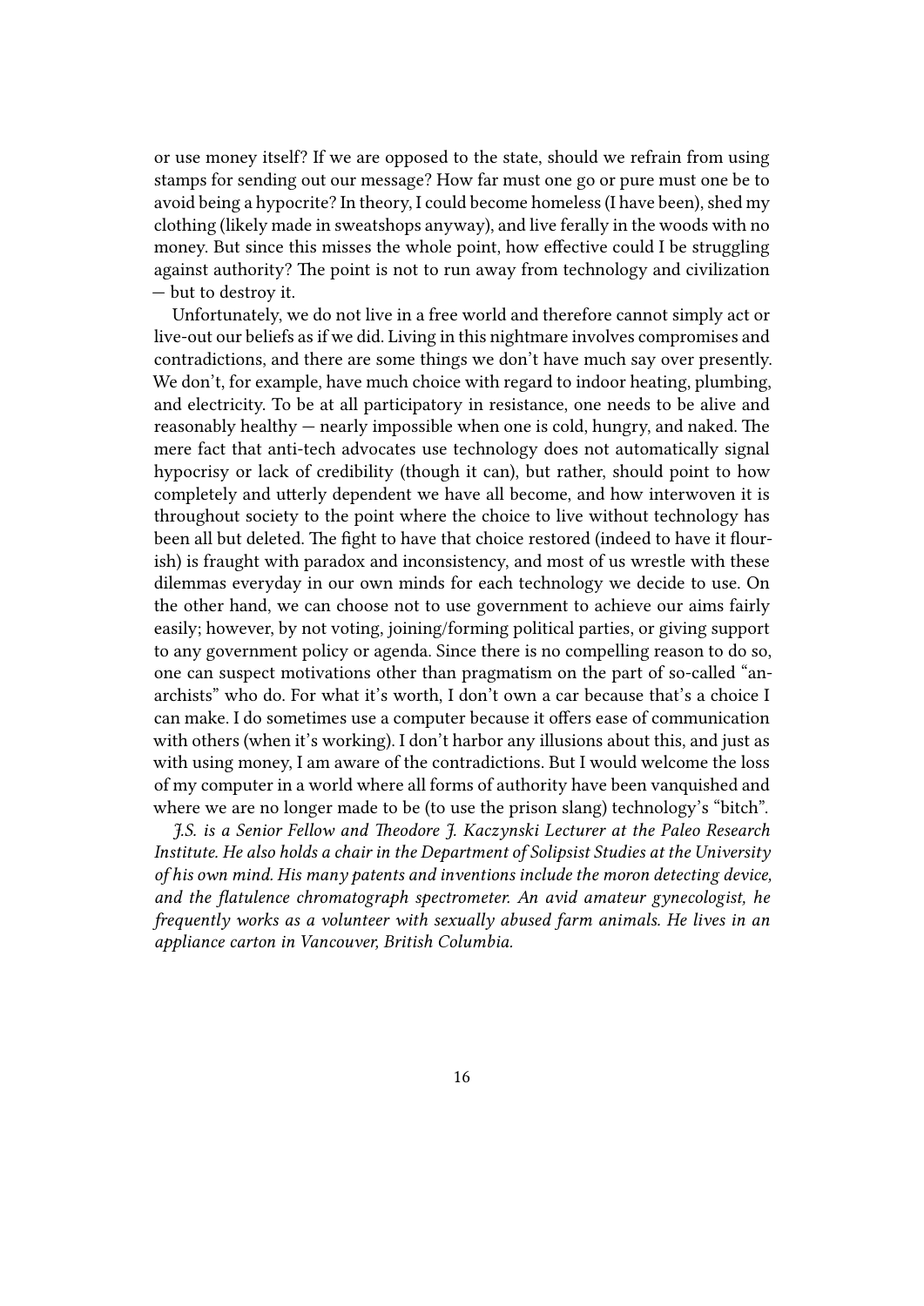or use money itself? If we are opposed to the state, should we refrain from using stamps for sending out our message? How far must one go or pure must one be to avoid being a hypocrite? In theory, I could become homeless (I have been), shed my clothing (likely made in sweatshops anyway), and live ferally in the woods with no money. But since this misses the whole point, how effective could I be struggling against authority? The point is not to run away from technology and civilization — but to destroy it.

Unfortunately, we do not live in a free world and therefore cannot simply act or live-out our beliefs as if we did. Living in this nightmare involves compromises and contradictions, and there are some things we don't have much say over presently. We don't, for example, have much choice with regard to indoor heating, plumbing, and electricity. To be at all participatory in resistance, one needs to be alive and reasonably healthy — nearly impossible when one is cold, hungry, and naked. The mere fact that anti-tech advocates use technology does not automatically signal hypocrisy or lack of credibility (though it can), but rather, should point to how completely and utterly dependent we have all become, and how interwoven it is throughout society to the point where the choice to live without technology has been all but deleted. The fight to have that choice restored (indeed to have it flourish) is fraught with paradox and inconsistency, and most of us wrestle with these dilemmas everyday in our own minds for each technology we decide to use. On the other hand, we can choose not to use government to achieve our aims fairly easily; however, by not voting, joining/forming political parties, or giving support to any government policy or agenda. Since there is no compelling reason to do so, one can suspect motivations other than pragmatism on the part of so-called "anarchists" who do. For what it's worth, I don't own a car because that's a choice I can make. I do sometimes use a computer because it offers ease of communication with others (when it's working). I don't harbor any illusions about this, and just as with using money, I am aware of the contradictions. But I would welcome the loss of my computer in a world where all forms of authority have been vanquished and where we are no longer made to be (to use the prison slang) technology's "bitch".

*J.S. is a Senior Fellow and Theodore J. Kaczynski Lecturer at the Paleo Research Institute. He also holds a chair in the Department of Solipsist Studies at the University of his own mind. His many patents and inventions include the moron detecting device, and the flatulence chromatograph spectrometer. An avid amateur gynecologist, he frequently works as a volunteer with sexually abused farm animals. He lives in an appliance carton in Vancouver, British Columbia.*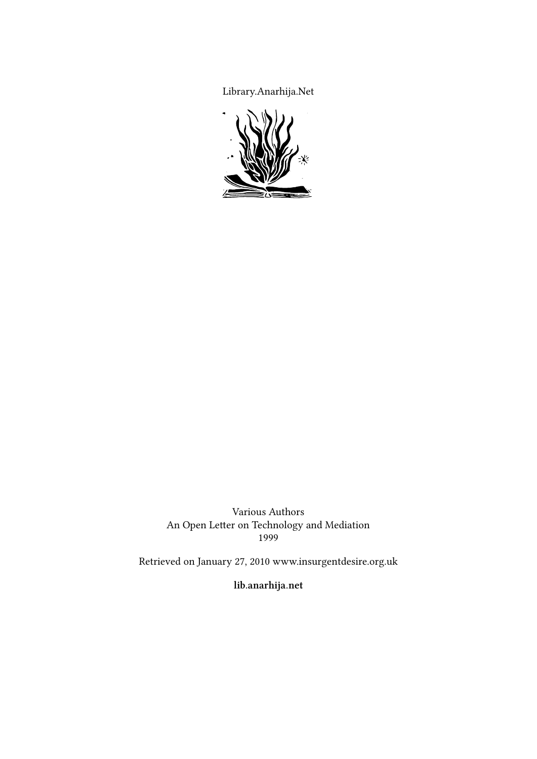Library.Anarhija.Net

Various Authors
An Open Letter on Technology and Mediation
1999

Retrieved on January 27, 2010 www.insurgentdesire.org.uk

**lib.anarhija.net**